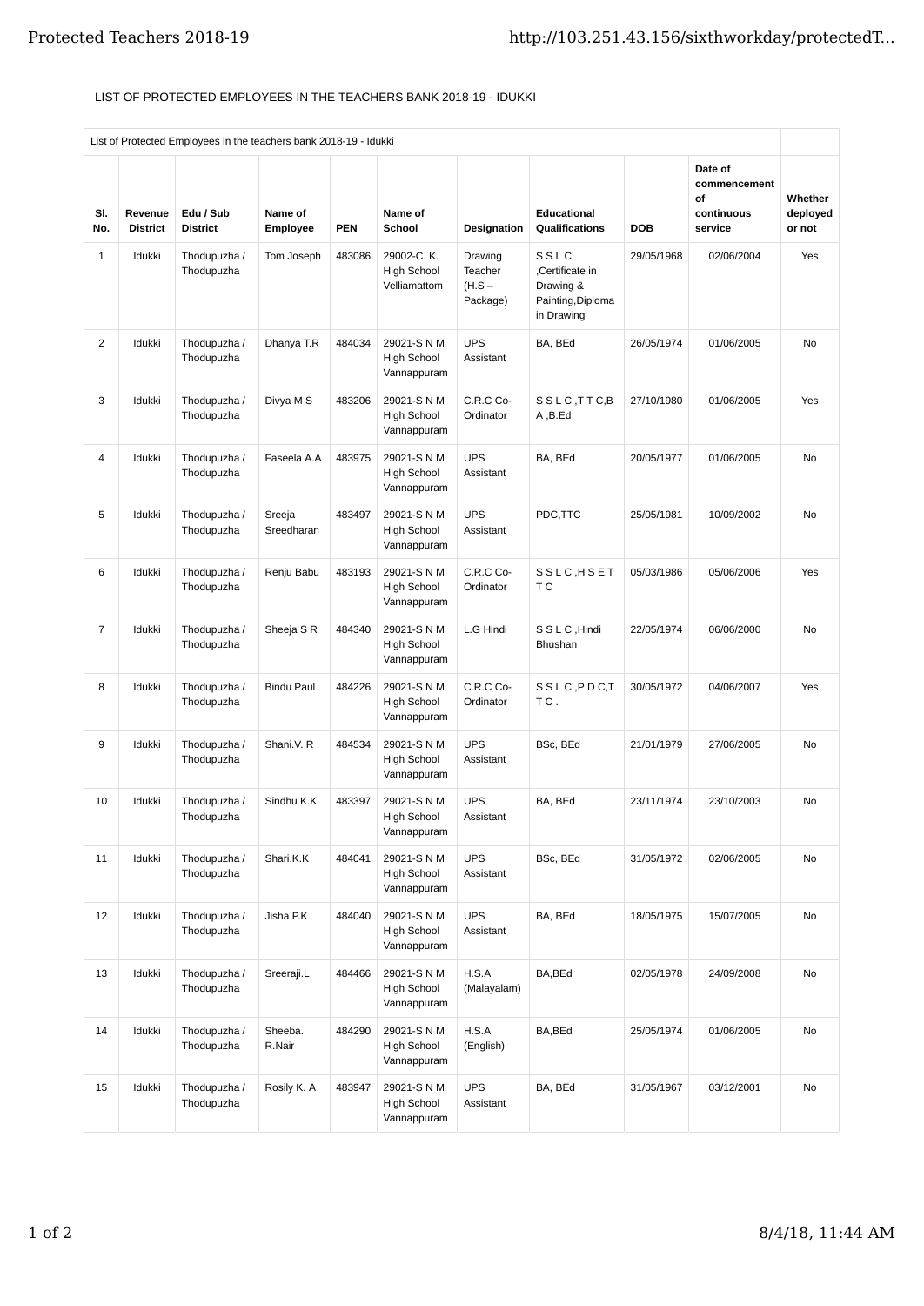LIST OF PROTECTED EMPLOYEES IN THE TEACHERS BANK 2018-19 - IDUKKI

| List of Protected Employees in the teachers bank 2018-19 - Idukki | | | | | | | | | | |
|---|---|---|---|---|---|---|---|---|---|---|
| **Sl. No.** | **Revenue District** | **Edu / Sub District** | **Name of Employee** | **PEN** | **Name of School** | **Designation** | **Educational Qualifications** | **DOB** | **Date of commencement of continuous service** | **Whether deployed or not** |
| 1 | Idukki | Thodupuzha / Thodupuzha | Tom Joseph | 483086 | 29002-C. K. High School Velliamattom | Drawing Teacher (H.S – Package) | S S L C ,Certificate in Drawing & Painting,Diploma in Drawing | 29/05/1968 | 02/06/2004 | Yes |
| 2 | Idukki | Thodupuzha / Thodupuzha | Dhanya T.R | 484034 | 29021-S N M High School Vannappuram | UPS Assistant | BA, BEd | 26/05/1974 | 01/06/2005 | No |
| 3 | Idukki | Thodupuzha / Thodupuzha | Divya M S | 483206 | 29021-S N M High School Vannappuram | C.R.C Co-Ordinator | S S L C ,T T C,B A ,B.Ed | 27/10/1980 | 01/06/2005 | Yes |
| 4 | Idukki | Thodupuzha / Thodupuzha | Faseela A.A | 483975 | 29021-S N M High School Vannappuram | UPS Assistant | BA, BEd | 20/05/1977 | 01/06/2005 | No |
| 5 | Idukki | Thodupuzha / Thodupuzha | Sreeja Sreedharan | 483497 | 29021-S N M High School Vannappuram | UPS Assistant | PDC,TTC | 25/05/1981 | 10/09/2002 | No |
| 6 | Idukki | Thodupuzha / Thodupuzha | Renju Babu | 483193 | 29021-S N M High School Vannappuram | C.R.C Co-Ordinator | S S L C ,H S E,T T C | 05/03/1986 | 05/06/2006 | Yes |
| 7 | Idukki | Thodupuzha / Thodupuzha | Sheeja S R | 484340 | 29021-S N M High School Vannappuram | L.G Hindi | S S L C ,Hindi Bhushan | 22/05/1974 | 06/06/2000 | No |
| 8 | Idukki | Thodupuzha / Thodupuzha | Bindu Paul | 484226 | 29021-S N M High School Vannappuram | C.R.C Co-Ordinator | S S L C ,P D C,T T C . | 30/05/1972 | 04/06/2007 | Yes |
| 9 | Idukki | Thodupuzha / Thodupuzha | Shani.V. R | 484534 | 29021-S N M High School Vannappuram | UPS Assistant | BSc, BEd | 21/01/1979 | 27/06/2005 | No |
| 10 | Idukki | Thodupuzha / Thodupuzha | Sindhu K.K | 483397 | 29021-S N M High School Vannappuram | UPS Assistant | BA, BEd | 23/11/1974 | 23/10/2003 | No |
| 11 | Idukki | Thodupuzha / Thodupuzha | Shari.K.K | 484041 | 29021-S N M High School Vannappuram | UPS Assistant | BSc, BEd | 31/05/1972 | 02/06/2005 | No |
| 12 | Idukki | Thodupuzha / Thodupuzha | Jisha P.K | 484040 | 29021-S N M High School Vannappuram | UPS Assistant | BA, BEd | 18/05/1975 | 15/07/2005 | No |
| 13 | Idukki | Thodupuzha / Thodupuzha | Sreeraji.L | 484466 | 29021-S N M High School Vannappuram | H.S.A (Malayalam) | BA,BEd | 02/05/1978 | 24/09/2008 | No |
| 14 | Idukki | Thodupuzha / Thodupuzha | Sheeba. R.Nair | 484290 | 29021-S N M High School Vannappuram | H.S.A (English) | BA,BEd | 25/05/1974 | 01/06/2005 | No |
| 15 | Idukki | Thodupuzha / Thodupuzha | Rosily K. A | 483947 | 29021-S N M High School Vannappuram | UPS Assistant | BA, BEd | 31/05/1967 | 03/12/2001 | No |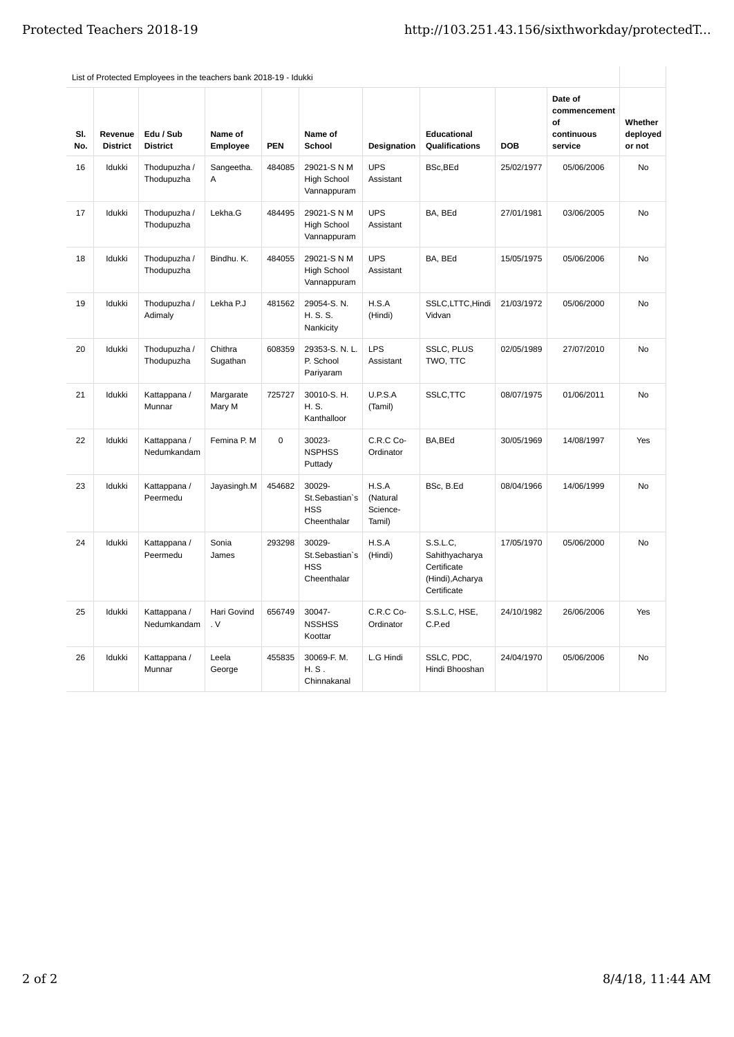List of Protected Employees in the teachers bank 2018-19 - Idukki

| Sl. No. | Revenue District | Edu / Sub District | Name of Employee | PEN | Name of School | Designation | Educational Qualifications | DOB | Date of commencement of continuous service | Whether deployed or not |
|---|---|---|---|---|---|---|---|---|---|---|
| 16 | Idukki | Thodupuzha / Thodupuzha | Sangeetha. A | 484085 | 29021-S N M High School Vannappuram | UPS Assistant | BSc,BEd | 25/02/1977 | 05/06/2006 | No |
| 17 | Idukki | Thodupuzha / Thodupuzha | Lekha.G | 484495 | 29021-S N M High School Vannappuram | UPS Assistant | BA, BEd | 27/01/1981 | 03/06/2005 | No |
| 18 | Idukki | Thodupuzha / Thodupuzha | Bindhu. K. | 484055 | 29021-S N M High School Vannappuram | UPS Assistant | BA, BEd | 15/05/1975 | 05/06/2006 | No |
| 19 | Idukki | Thodupuzha / Adimaly | Lekha P.J | 481562 | 29054-S. N. H. S. S. Nankicity | H.S.A (Hindi) | SSLC,LTTC,Hindi Vidvan | 21/03/1972 | 05/06/2000 | No |
| 20 | Idukki | Thodupuzha / Thodupuzha | Chithra Sugathan | 608359 | 29353-S. N. L. P. School Pariyaram | LPS Assistant | SSLC, PLUS TWO, TTC | 02/05/1989 | 27/07/2010 | No |
| 21 | Idukki | Kattappana / Munnar | Margarate Mary M | 725727 | 30010-S. H. H. S. Kanthalloor | U.P.S.A (Tamil) | SSLC,TTC | 08/07/1975 | 01/06/2011 | No |
| 22 | Idukki | Kattappana / Nedumkandam | Femina P. M | 0 | 30023-NSPHSS Puttady | C.R.C Co-Ordinator | BA,BEd | 30/05/1969 | 14/08/1997 | Yes |
| 23 | Idukki | Kattappana / Peermedu | Jayasingh.M | 454682 | 30029-St.Sebastian`s HSS Cheenthalar | H.S.A (Natural Science-Tamil) | BSc, B.Ed | 08/04/1966 | 14/06/1999 | No |
| 24 | Idukki | Kattappana / Peermedu | Sonia James | 293298 | 30029-St.Sebastian`s HSS Cheenthalar | H.S.A (Hindi) | S.S.L.C, Sahithyacharya Certificate (Hindi),Acharya Certificate | 17/05/1970 | 05/06/2000 | No |
| 25 | Idukki | Kattappana / Nedumkandam | Hari Govind . V | 656749 | 30047-NSSHSS Koottar | C.R.C Co-Ordinator | S.S.L.C, HSE, C.P.ed | 24/10/1982 | 26/06/2006 | Yes |
| 26 | Idukki | Kattappana / Munnar | Leela George | 455835 | 30069-F. M. H. S . Chinnakanal | L.G Hindi | SSLC, PDC, Hindi Bhooshan | 24/04/1970 | 05/06/2006 | No |